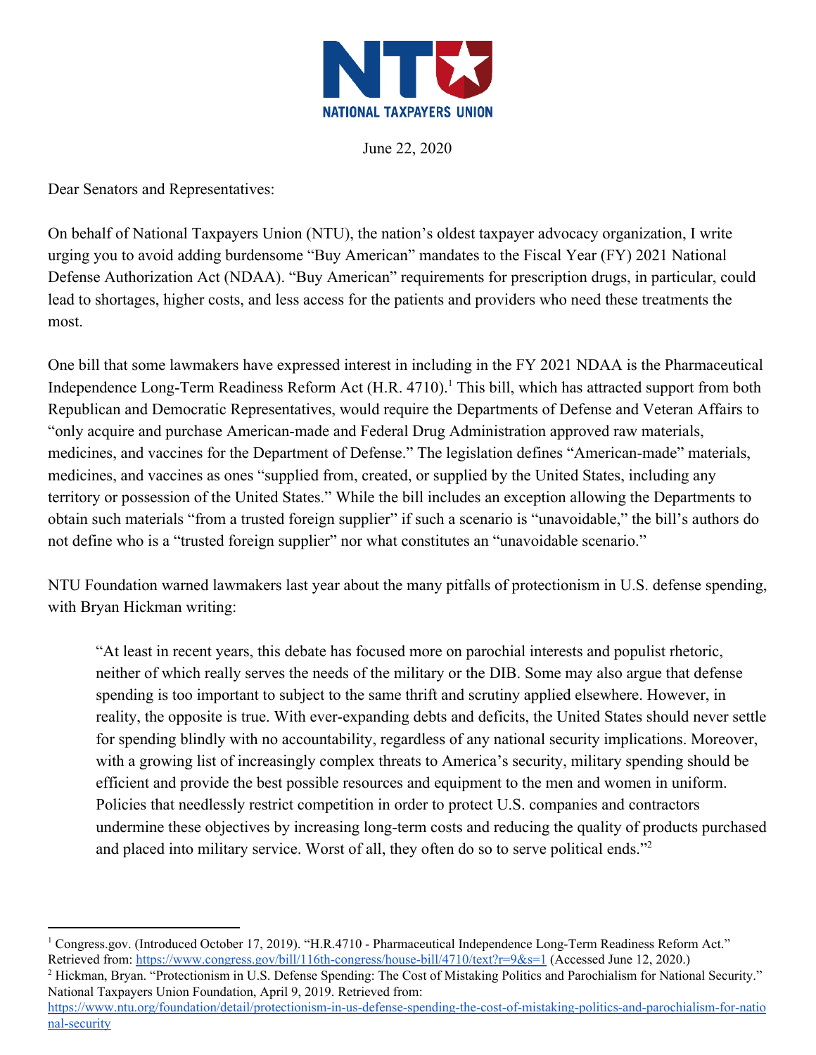NATIONAL TAXPAYERS UNION

June 22, 2020

Dear Senators and Representatives:

On behalf of National Taxpayers Union (NTU), the nation's oldest taxpayer advocacy organization, I write urging you to avoid adding burdensome "Buy American" mandates to the Fiscal Year (FY) 2021 National Defense Authorization Act (NDAA). "Buy American" requirements for prescription drugs, in particular, could lead to shortages, higher costs, and less access for the patients and providers who need these treatments the most.

One bill that some lawmakers have expressed interest in including in the FY 2021 NDAA is the Pharmaceutical Independence Long-Term Readiness Reform Act (H.R. 4710).[1] This bill, which has attracted support from both Republican and Democratic Representatives, would require the Departments of Defense and Veteran Affairs to "only acquire and purchase American-made and Federal Drug Administration approved raw materials, medicines, and vaccines for the Department of Defense." The legislation defines "American-made" materials, medicines, and vaccines as ones "supplied from, created, or supplied by the United States, including any territory or possession of the United States." While the bill includes an exception allowing the Departments to obtain such materials "from a trusted foreign supplier" if such a scenario is "unavoidable," the bill's authors do not define who is a "trusted foreign supplier" nor what constitutes an "unavoidable scenario."

NTU Foundation warned lawmakers last year about the many pitfalls of protectionism in U.S. defense spending, with Bryan Hickman writing:

> "At least in recent years, this debate has focused more on parochial interests and populist rhetoric, neither of which really serves the needs of the military or the DIB. Some may also argue that defense spending is too important to subject to the same thrift and scrutiny applied elsewhere. However, in reality, the opposite is true. With ever-expanding debts and deficits, the United States should never settle for spending blindly with no accountability, regardless of any national security implications. Moreover, with a growing list of increasingly complex threats to America's security, military spending should be efficient and provide the best possible resources and equipment to the men and women in uniform. Policies that needlessly restrict competition in order to protect U.S. companies and contractors undermine these objectives by increasing long-term costs and reducing the quality of products purchased and placed into military service. Worst of all, they often do so to serve political ends."[2]

---

[1] Congress.gov. (Introduced October 17, 2019). "H.R.4710 - Pharmaceutical Independence Long-Term Readiness Reform Act." Retrieved from: https://www.congress.gov/bill/116th-congress/house-bill/4710/text?r=9&s=1 (Accessed June 12, 2020.)

[2] Hickman, Bryan. "Protectionism in U.S. Defense Spending: The Cost of Mistaking Politics and Parochialism for National Security." National Taxpayers Union Foundation, April 9, 2019. Retrieved from: https://www.ntu.org/foundation/detail/protectionism-in-us-defense-spending-the-cost-of-mistaking-politics-and-parochialism-for-national-security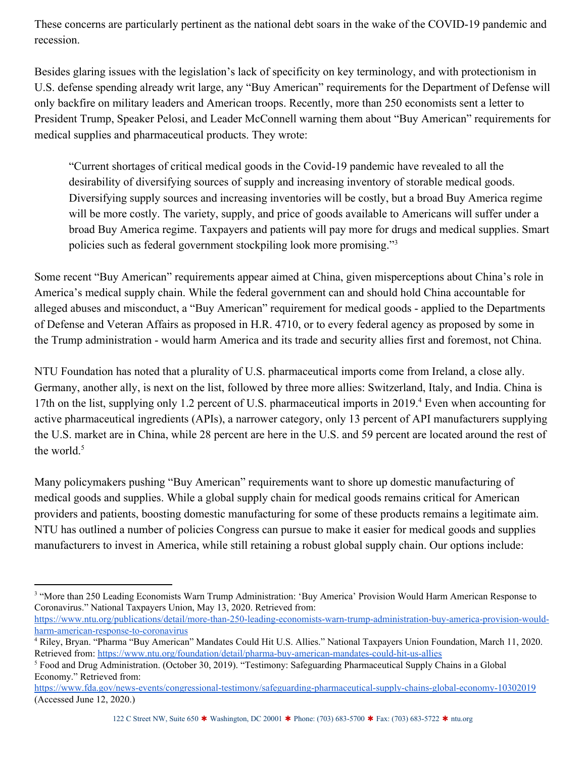These concerns are particularly pertinent as the national debt soars in the wake of the COVID-19 pandemic and recession.

Besides glaring issues with the legislation's lack of specificity on key terminology, and with protectionism in U.S. defense spending already writ large, any "Buy American" requirements for the Department of Defense will only backfire on military leaders and American troops. Recently, more than 250 economists sent a letter to President Trump, Speaker Pelosi, and Leader McConnell warning them about "Buy American" requirements for medical supplies and pharmaceutical products. They wrote:

> "Current shortages of critical medical goods in the Covid-19 pandemic have revealed to all the desirability of diversifying sources of supply and increasing inventory of storable medical goods. Diversifying supply sources and increasing inventories will be costly, but a broad Buy America regime will be more costly. The variety, supply, and price of goods available to Americans will suffer under a broad Buy America regime. Taxpayers and patients will pay more for drugs and medical supplies. Smart policies such as federal government stockpiling look more promising."[3]

Some recent "Buy American" requirements appear aimed at China, given misperceptions about China's role in America's medical supply chain. While the federal government can and should hold China accountable for alleged abuses and misconduct, a "Buy American" requirement for medical goods - applied to the Departments of Defense and Veteran Affairs as proposed in H.R. 4710, or to every federal agency as proposed by some in the Trump administration - would harm America and its trade and security allies first and foremost, not China.

NTU Foundation has noted that a plurality of U.S. pharmaceutical imports come from Ireland, a close ally. Germany, another ally, is next on the list, followed by three more allies: Switzerland, Italy, and India. China is 17th on the list, supplying only 1.2 percent of U.S. pharmaceutical imports in 2019.[4] Even when accounting for active pharmaceutical ingredients (APIs), a narrower category, only 13 percent of API manufacturers supplying the U.S. market are in China, while 28 percent are here in the U.S. and 59 percent are located around the rest of the world.[5]

Many policymakers pushing "Buy American" requirements want to shore up domestic manufacturing of medical goods and supplies. While a global supply chain for medical goods remains critical for American providers and patients, boosting domestic manufacturing for some of these products remains a legitimate aim. NTU has outlined a number of policies Congress can pursue to make it easier for medical goods and supplies manufacturers to invest in America, while still retaining a robust global supply chain. Our options include:

---

[3] "More than 250 Leading Economists Warn Trump Administration: 'Buy America' Provision Would Harm American Response to Coronavirus." National Taxpayers Union, May 13, 2020. Retrieved from: https://www.ntu.org/publications/detail/more-than-250-leading-economists-warn-trump-administration-buy-america-provision-would-harm-american-response-to-coronavirus

[4] Riley, Bryan. "Pharma "Buy American" Mandates Could Hit U.S. Allies." National Taxpayers Union Foundation, March 11, 2020. Retrieved from: https://www.ntu.org/foundation/detail/pharma-buy-american-mandates-could-hit-us-allies

[5] Food and Drug Administration. (October 30, 2019). "Testimony: Safeguarding Pharmaceutical Supply Chains in a Global Economy." Retrieved from: https://www.fda.gov/news-events/congressional-testimony/safeguarding-pharmaceutical-supply-chains-global-economy-10302019 (Accessed June 12, 2020.)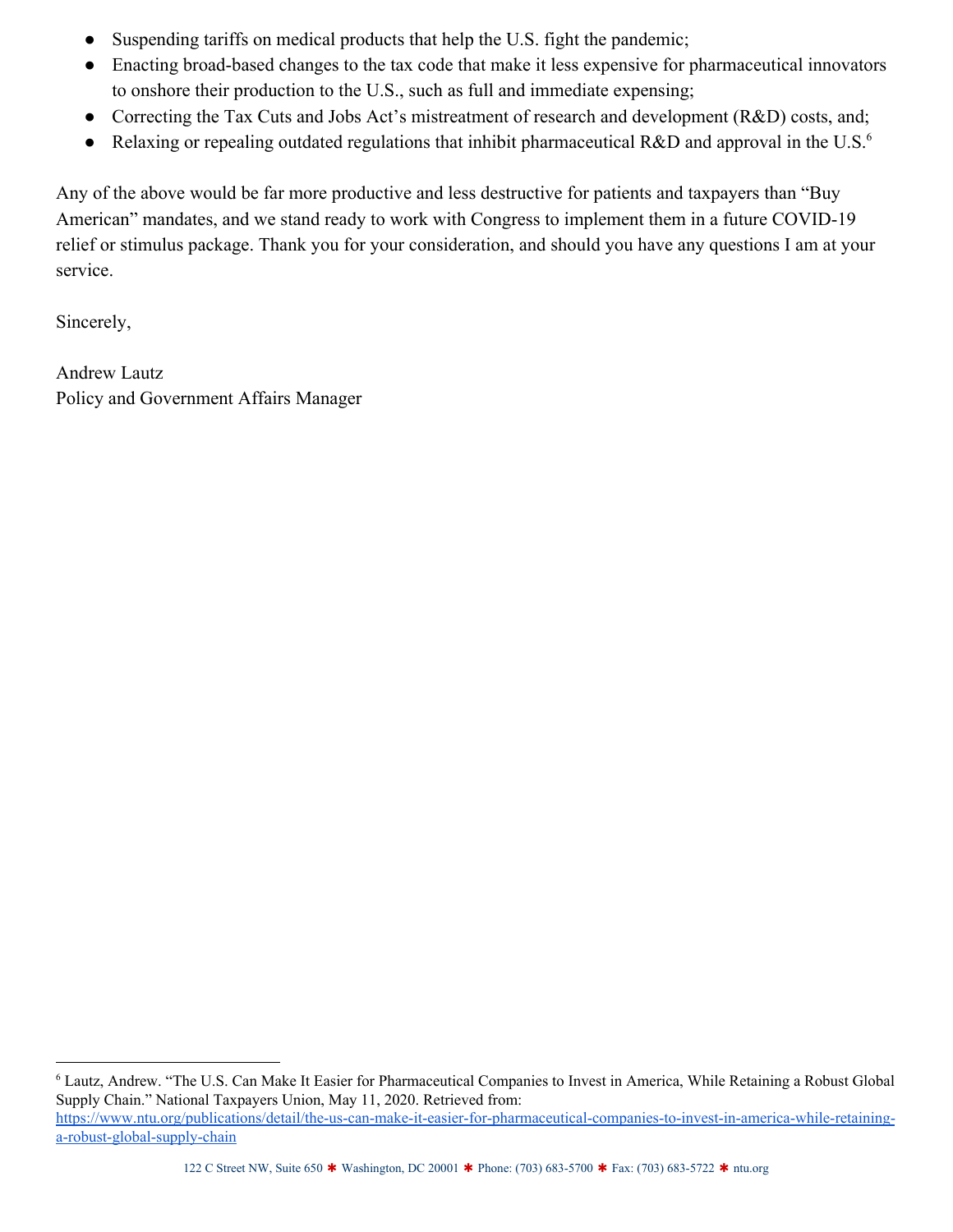- Suspending tariffs on medical products that help the U.S. fight the pandemic;
- Enacting broad-based changes to the tax code that make it less expensive for pharmaceutical innovators to onshore their production to the U.S., such as full and immediate expensing;
- Correcting the Tax Cuts and Jobs Act's mistreatment of research and development (R&D) costs, and;
- Relaxing or repealing outdated regulations that inhibit pharmaceutical R&D and approval in the U.S.[6]

Any of the above would be far more productive and less destructive for patients and taxpayers than "Buy American" mandates, and we stand ready to work with Congress to implement them in a future COVID-19 relief or stimulus package. Thank you for your consideration, and should you have any questions I am at your service.

Sincerely,

Andrew Lautz
Policy and Government Affairs Manager

---

[6] Lautz, Andrew. "The U.S. Can Make It Easier for Pharmaceutical Companies to Invest in America, While Retaining a Robust Global Supply Chain." National Taxpayers Union, May 11, 2020. Retrieved from: https://www.ntu.org/publications/detail/the-us-can-make-it-easier-for-pharmaceutical-companies-to-invest-in-america-while-retaining-a-robust-global-supply-chain

122 C Street NW, Suite 650 * Washington, DC 20001 * Phone: (703) 683-5700 * Fax: (703) 683-5722 * ntu.org